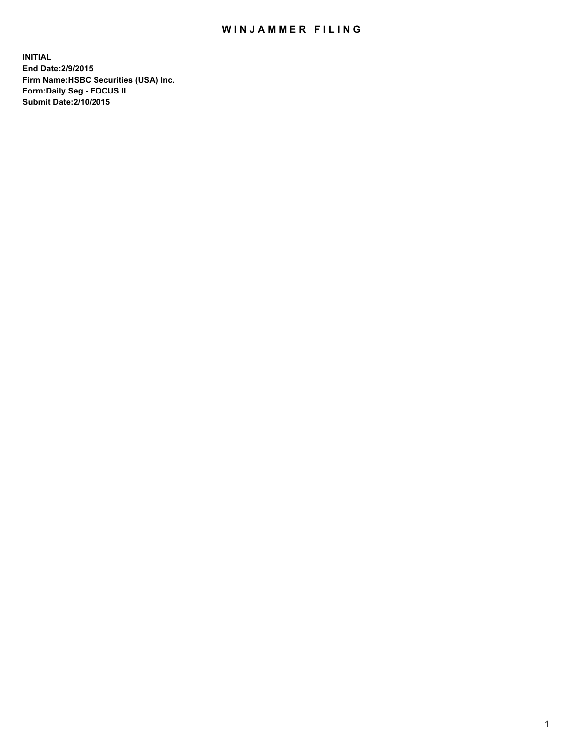# WINJAMMER FILING

**INITIAL**
**End Date:2/9/2015**
**Firm Name:HSBC Securities (USA) Inc.**
**Form:Daily Seg - FOCUS II**
**Submit Date:2/10/2015**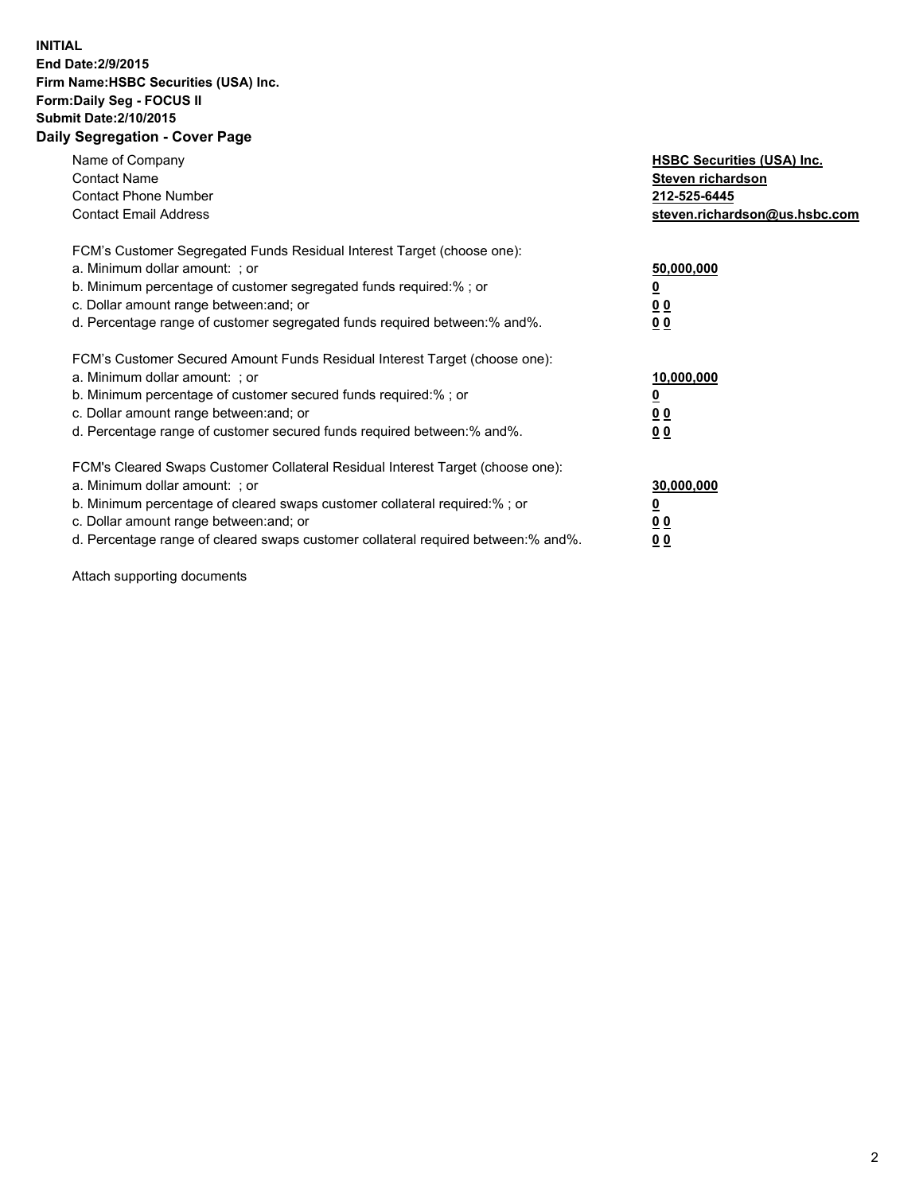**INITIAL**
**End Date:2/9/2015**
**Firm Name:HSBC Securities (USA) Inc.**
**Form:Daily Seg - FOCUS II**
**Submit Date:2/10/2015**

## Daily Segregation - Cover Page

| | |
|---|---|
| Name of Company | **HSBC Securities (USA) Inc.** |
| Contact Name | **Steven richardson** |
| Contact Phone Number | **212-525-6445** |
| Contact Email Address | **steven.richardson@us.hsbc.com** |

FCM's Customer Segregated Funds Residual Interest Target (choose one):

| | |
|---|---|
| a. Minimum dollar amount: ; or | **50,000,000** |
| b. Minimum percentage of customer segregated funds required:% ; or | **0** |
| c. Dollar amount range between:and; or | **0 0** |
| d. Percentage range of customer segregated funds required between:% and%. | **0 0** |

FCM's Customer Secured Amount Funds Residual Interest Target (choose one):

| | |
|---|---|
| a. Minimum dollar amount: ; or | **10,000,000** |
| b. Minimum percentage of customer secured funds required:% ; or | **0** |
| c. Dollar amount range between:and; or | **0 0** |
| d. Percentage range of customer secured funds required between:% and%. | **0 0** |

FCM's Cleared Swaps Customer Collateral Residual Interest Target (choose one):

| | |
|---|---|
| a. Minimum dollar amount: ; or | **30,000,000** |
| b. Minimum percentage of cleared swaps customer collateral required:% ; or | **0** |
| c. Dollar amount range between:and; or | **0 0** |
| d. Percentage range of cleared swaps customer collateral required between:% and%. | **0 0** |

Attach supporting documents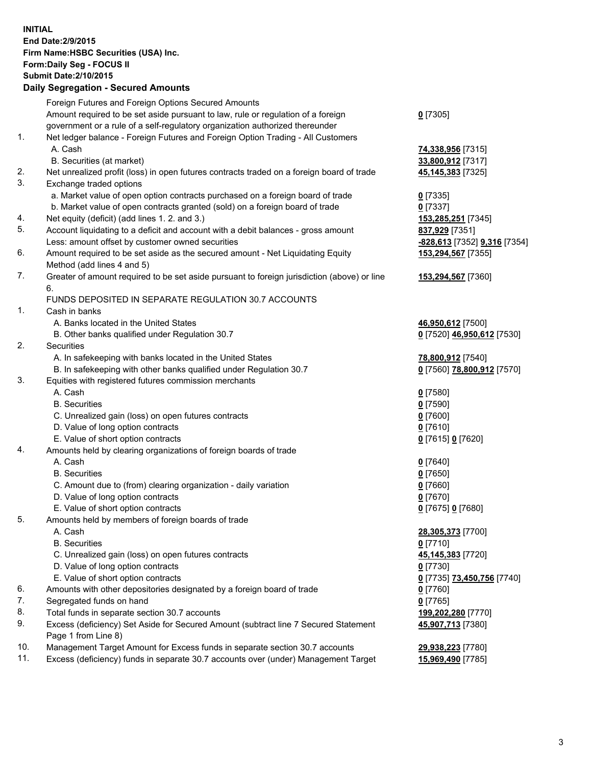**INITIAL**
**End Date:2/9/2015**
**Firm Name:HSBC Securities (USA) Inc.**
**Form:Daily Seg - FOCUS II**
**Submit Date:2/10/2015**

## Daily Segregation - Secured Amounts

| | | |
|---|---|---|
| | Foreign Futures and Foreign Options Secured Amounts | |
| | Amount required to be set aside pursuant to law, rule or regulation of a foreign government or a rule of a self-regulatory organization authorized thereunder | **0** [7305] |
| 1. | Net ledger balance - Foreign Futures and Foreign Option Trading - All Customers | |
| | A. Cash | **74,338,956** [7315] |
| | B. Securities (at market) | **33,800,912** [7317] |
| 2. | Net unrealized profit (loss) in open futures contracts traded on a foreign board of trade | **45,145,383** [7325] |
| 3. | Exchange traded options | |
| | a. Market value of open option contracts purchased on a foreign board of trade | **0** [7335] |
| | b. Market value of open contracts granted (sold) on a foreign board of trade | **0** [7337] |
| 4. | Net equity (deficit) (add lines 1. 2. and 3.) | **153,285,251** [7345] |
| 5. | Account liquidating to a deficit and account with a debit balances - gross amount | **837,929** [7351] |
| | Less: amount offset by customer owned securities | **-828,613** [7352] **9,316** [7354] |
| 6. | Amount required to be set aside as the secured amount - Net Liquidating Equity Method (add lines 4 and 5) | **153,294,567** [7355] |
| 7. | Greater of amount required to be set aside pursuant to foreign jurisdiction (above) or line 6. | **153,294,567** [7360] |
| | FUNDS DEPOSITED IN SEPARATE REGULATION 30.7 ACCOUNTS | |
| 1. | Cash in banks | |
| | A. Banks located in the United States | **46,950,612** [7500] |
| | B. Other banks qualified under Regulation 30.7 | **0** [7520] **46,950,612** [7530] |
| 2. | Securities | |
| | A. In safekeeping with banks located in the United States | **78,800,912** [7540] |
| | B. In safekeeping with other banks qualified under Regulation 30.7 | **0** [7560] **78,800,912** [7570] |
| 3. | Equities with registered futures commission merchants | |
| | A. Cash | **0** [7580] |
| | B. Securities | **0** [7590] |
| | C. Unrealized gain (loss) on open futures contracts | **0** [7600] |
| | D. Value of long option contracts | **0** [7610] |
| | E. Value of short option contracts | **0** [7615] **0** [7620] |
| 4. | Amounts held by clearing organizations of foreign boards of trade | |
| | A. Cash | **0** [7640] |
| | B. Securities | **0** [7650] |
| | C. Amount due to (from) clearing organization - daily variation | **0** [7660] |
| | D. Value of long option contracts | **0** [7670] |
| | E. Value of short option contracts | **0** [7675] **0** [7680] |
| 5. | Amounts held by members of foreign boards of trade | |
| | A. Cash | **28,305,373** [7700] |
| | B. Securities | **0** [7710] |
| | C. Unrealized gain (loss) on open futures contracts | **45,145,383** [7720] |
| | D. Value of long option contracts | **0** [7730] |
| | E. Value of short option contracts | **0** [7735] **73,450,756** [7740] |
| 6. | Amounts with other depositories designated by a foreign board of trade | **0** [7760] |
| 7. | Segregated funds on hand | **0** [7765] |
| 8. | Total funds in separate section 30.7 accounts | **199,202,280** [7770] |
| 9. | Excess (deficiency) Set Aside for Secured Amount (subtract line 7 Secured Statement Page 1 from Line 8) | **45,907,713** [7380] |
| 10. | Management Target Amount for Excess funds in separate section 30.7 accounts | **29,938,223** [7780] |
| 11. | Excess (deficiency) funds in separate 30.7 accounts over (under) Management Target | **15,969,490** [7785] |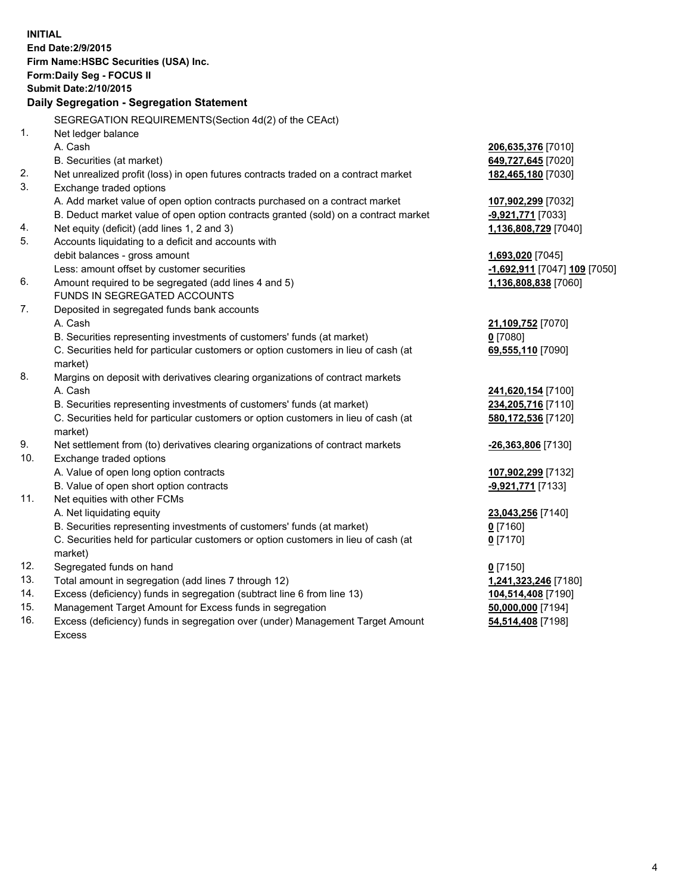**INITIAL**
**End Date:2/9/2015**
**Firm Name:HSBC Securities (USA) Inc.**
**Form:Daily Seg - FOCUS II**
**Submit Date:2/10/2015**

## Daily Segregation - Segregation Statement

| | | |
|---|---|---|
| | SEGREGATION REQUIREMENTS(Section 4d(2) of the CEAct) | |
| 1. | Net ledger balance | |
| | A. Cash | **206,635,376** [7010] |
| | B. Securities (at market) | **649,727,645** [7020] |
| 2. | Net unrealized profit (loss) in open futures contracts traded on a contract market | **182,465,180** [7030] |
| 3. | Exchange traded options | |
| | A. Add market value of open option contracts purchased on a contract market | **107,902,299** [7032] |
| | B. Deduct market value of open option contracts granted (sold) on a contract market | **-9,921,771** [7033] |
| 4. | Net equity (deficit) (add lines 1, 2 and 3) | **1,136,808,729** [7040] |
| 5. | Accounts liquidating to a deficit and accounts with | |
| | debit balances - gross amount | **1,693,020** [7045] |
| | Less: amount offset by customer securities | **-1,692,911** [7047] **109** [7050] |
| 6. | Amount required to be segregated (add lines 4 and 5) | **1,136,808,838** [7060] |
| | FUNDS IN SEGREGATED ACCOUNTS | |
| 7. | Deposited in segregated funds bank accounts | |
| | A. Cash | **21,109,752** [7070] |
| | B. Securities representing investments of customers' funds (at market) | **0** [7080] |
| | C. Securities held for particular customers or option customers in lieu of cash (at market) | **69,555,110** [7090] |
| 8. | Margins on deposit with derivatives clearing organizations of contract markets | |
| | A. Cash | **241,620,154** [7100] |
| | B. Securities representing investments of customers' funds (at market) | **234,205,716** [7110] |
| | C. Securities held for particular customers or option customers in lieu of cash (at market) | **580,172,536** [7120] |
| 9. | Net settlement from (to) derivatives clearing organizations of contract markets | **-26,363,806** [7130] |
| 10. | Exchange traded options | |
| | A. Value of open long option contracts | **107,902,299** [7132] |
| | B. Value of open short option contracts | **-9,921,771** [7133] |
| 11. | Net equities with other FCMs | |
| | A. Net liquidating equity | **23,043,256** [7140] |
| | B. Securities representing investments of customers' funds (at market) | **0** [7160] |
| | C. Securities held for particular customers or option customers in lieu of cash (at market) | **0** [7170] |
| 12. | Segregated funds on hand | **0** [7150] |
| 13. | Total amount in segregation (add lines 7 through 12) | **1,241,323,246** [7180] |
| 14. | Excess (deficiency) funds in segregation (subtract line 6 from line 13) | **104,514,408** [7190] |
| 15. | Management Target Amount for Excess funds in segregation | **50,000,000** [7194] |
| 16. | Excess (deficiency) funds in segregation over (under) Management Target Amount Excess | **54,514,408** [7198] |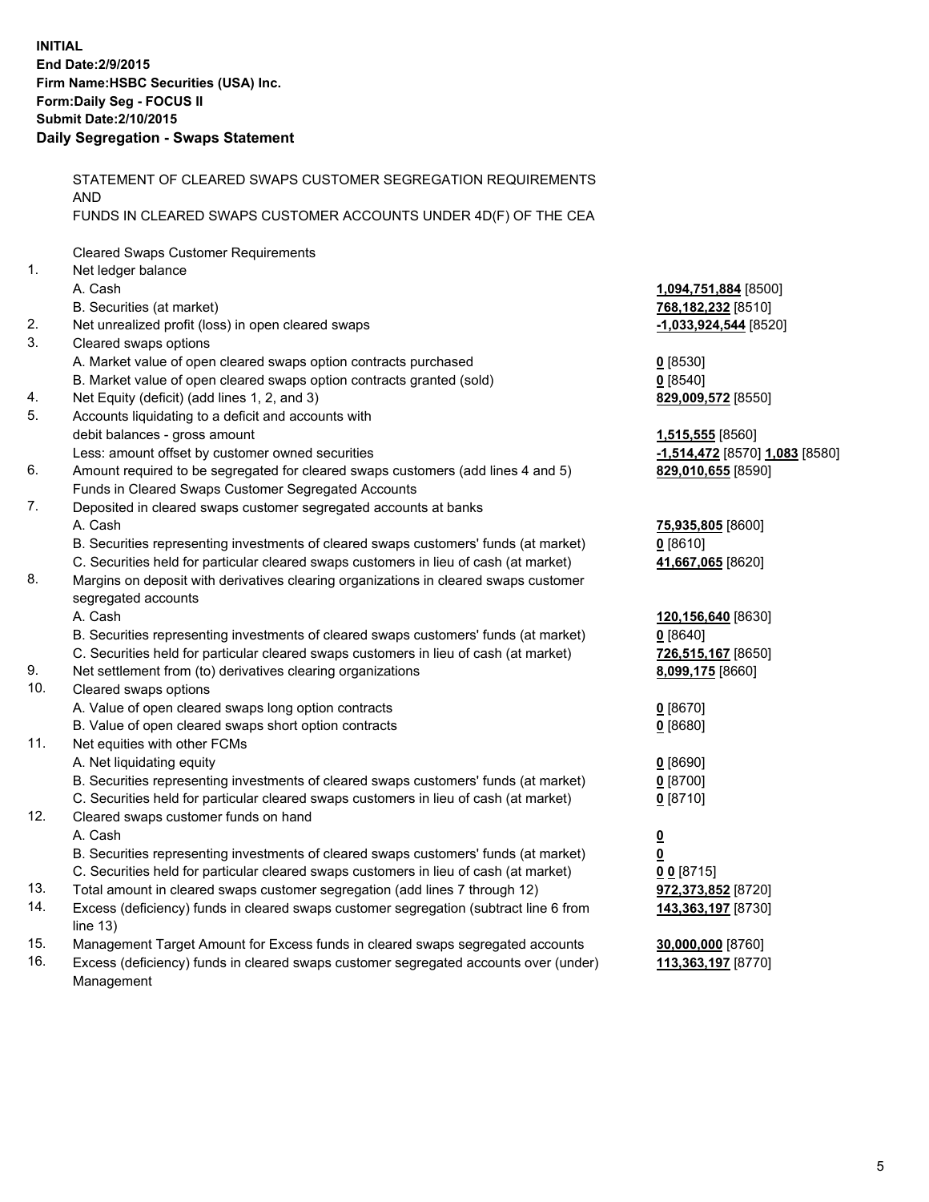**INITIAL**
**End Date:2/9/2015**
**Firm Name:HSBC Securities (USA) Inc.**
**Form:Daily Seg - FOCUS II**
**Submit Date:2/10/2015**
**Daily Segregation - Swaps Statement**

STATEMENT OF CLEARED SWAPS CUSTOMER SEGREGATION REQUIREMENTS AND FUNDS IN CLEARED SWAPS CUSTOMER ACCOUNTS UNDER 4D(F) OF THE CEA

| | | |
|---|---|---|
| | Cleared Swaps Customer Requirements | |
| 1. | Net ledger balance | |
| | A. Cash | **1,094,751,884** [8500] |
| | B. Securities (at market) | **768,182,232** [8510] |
| 2. | Net unrealized profit (loss) in open cleared swaps | **-1,033,924,544** [8520] |
| 3. | Cleared swaps options | |
| | A. Market value of open cleared swaps option contracts purchased | **0** [8530] |
| | B. Market value of open cleared swaps option contracts granted (sold) | **0** [8540] |
| 4. | Net Equity (deficit) (add lines 1, 2, and 3) | **829,009,572** [8550] |
| 5. | Accounts liquidating to a deficit and accounts with debit balances - gross amount | **1,515,555** [8560] |
| | Less: amount offset by customer owned securities | **-1,514,472** [8570] **1,083** [8580] |
| 6. | Amount required to be segregated for cleared swaps customers (add lines 4 and 5) | **829,010,655** [8590] |
| | Funds in Cleared Swaps Customer Segregated Accounts | |
| 7. | Deposited in cleared swaps customer segregated accounts at banks | |
| | A. Cash | **75,935,805** [8600] |
| | B. Securities representing investments of cleared swaps customers' funds (at market) | **0** [8610] |
| | C. Securities held for particular cleared swaps customers in lieu of cash (at market) | **41,667,065** [8620] |
| 8. | Margins on deposit with derivatives clearing organizations in cleared swaps customer segregated accounts | |
| | A. Cash | **120,156,640** [8630] |
| | B. Securities representing investments of cleared swaps customers' funds (at market) | **0** [8640] |
| | C. Securities held for particular cleared swaps customers in lieu of cash (at market) | **726,515,167** [8650] |
| 9. | Net settlement from (to) derivatives clearing organizations | **8,099,175** [8660] |
| 10. | Cleared swaps options | |
| | A. Value of open cleared swaps long option contracts | **0** [8670] |
| | B. Value of open cleared swaps short option contracts | **0** [8680] |
| 11. | Net equities with other FCMs | |
| | A. Net liquidating equity | **0** [8690] |
| | B. Securities representing investments of cleared swaps customers' funds (at market) | **0** [8700] |
| | C. Securities held for particular cleared swaps customers in lieu of cash (at market) | **0** [8710] |
| 12. | Cleared swaps customer funds on hand | |
| | A. Cash | **0** |
| | B. Securities representing investments of cleared swaps customers' funds (at market) | **0** |
| | C. Securities held for particular cleared swaps customers in lieu of cash (at market) | **0** **0** [8715] |
| 13. | Total amount in cleared swaps customer segregation (add lines 7 through 12) | **972,373,852** [8720] |
| 14. | Excess (deficiency) funds in cleared swaps customer segregation (subtract line 6 from line 13) | **143,363,197** [8730] |
| 15. | Management Target Amount for Excess funds in cleared swaps segregated accounts | **30,000,000** [8760] |
| 16. | Excess (deficiency) funds in cleared swaps customer segregated accounts over (under) Management | **113,363,197** [8770] |